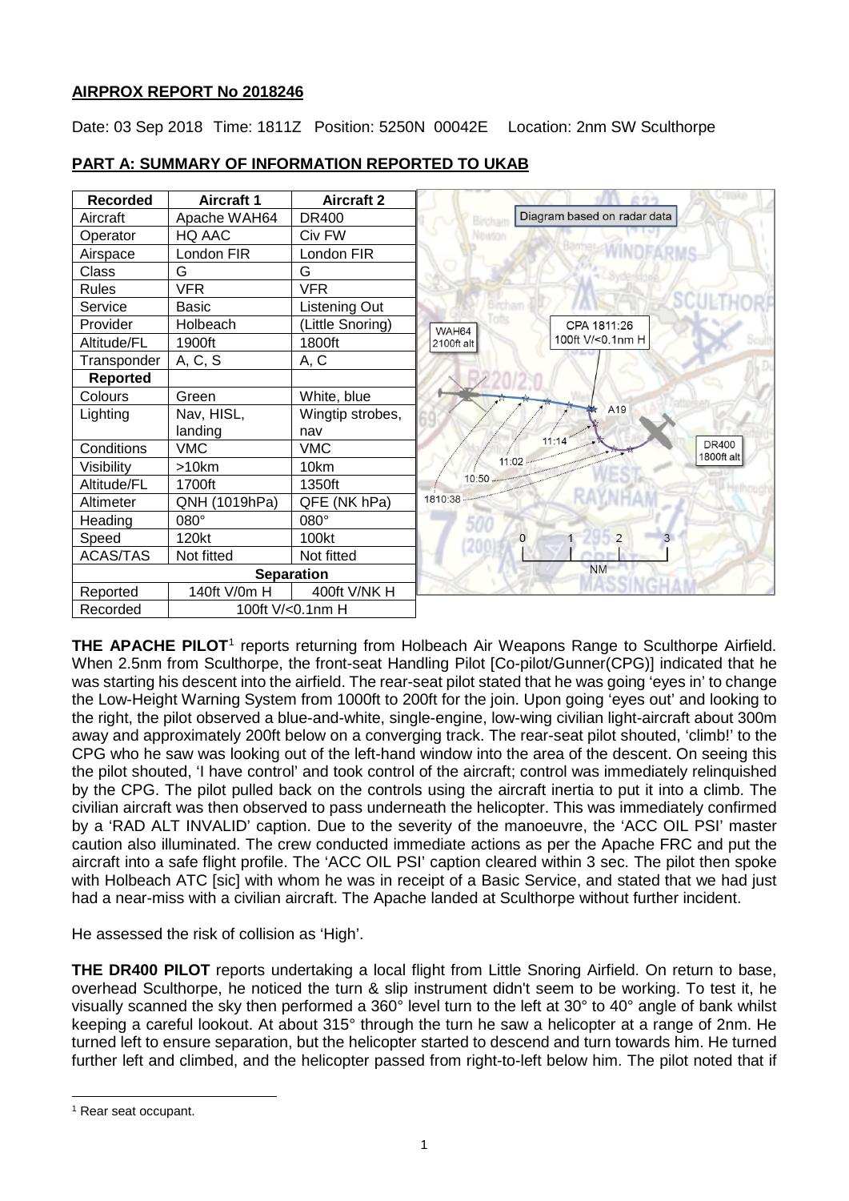**AIRPROX REPORT No 2018246**

Date: 03 Sep 2018 Time: 1811Z Position: 5250N 00042E Location: 2nm SW Sculthorpe

**PART A: SUMMARY OF INFORMATION REPORTED TO UKAB**

| Recorded | Aircraft 1 | Aircraft 2 |
|---|---|---|
| Aircraft | Apache WAH64 | DR400 |
| Operator | HQ AAC | Civ FW |
| Airspace | London FIR | London FIR |
| Class | G | G |
| Rules | VFR | VFR |
| Service | Basic | Listening Out |
| Provider | Holbeach | (Little Snoring) |
| Altitude/FL | 1900ft | 1800ft |
| Transponder | A, C, S | A, C |
| **Reported** | | |
| Colours | Green | White, blue |
| Lighting | Nav, HISL, landing | Wingtip strobes, nav |
| Conditions | VMC | VMC |
| Visibility | >10km | 10km |
| Altitude/FL | 1700ft | 1350ft |
| Altimeter | QNH (1019hPa) | QFE (NK hPa) |
| Heading | 080° | 080° |
| Speed | 120kt | 100kt |
| ACAS/TAS | Not fitted | Not fitted |
| **Separation** | | |
| Reported | 140ft V/0m H | 400ft V/NK H |
| Recorded | 100ft V/<0.1nm H | |

Diagram based on radar data

**THE APACHE PILOT**[1] reports returning from Holbeach Air Weapons Range to Sculthorpe Airfield. When 2.5nm from Sculthorpe, the front-seat Handling Pilot [Co-pilot/Gunner(CPG)] indicated that he was starting his descent into the airfield. The rear-seat pilot stated that he was going 'eyes in' to change the Low-Height Warning System from 1000ft to 200ft for the join. Upon going 'eyes out' and looking to the right, the pilot observed a blue-and-white, single-engine, low-wing civilian light-aircraft about 300m away and approximately 200ft below on a converging track. The rear-seat pilot shouted, 'climb!' to the CPG who he saw was looking out of the left-hand window into the area of the descent. On seeing this the pilot shouted, 'I have control' and took control of the aircraft; control was immediately relinquished by the CPG. The pilot pulled back on the controls using the aircraft inertia to put it into a climb. The civilian aircraft was then observed to pass underneath the helicopter. This was immediately confirmed by a 'RAD ALT INVALID' caption. Due to the severity of the manoeuvre, the 'ACC OIL PSI' master caution also illuminated. The crew conducted immediate actions as per the Apache FRC and put the aircraft into a safe flight profile. The 'ACC OIL PSI' caption cleared within 3 sec. The pilot then spoke with Holbeach ATC [sic] with whom he was in receipt of a Basic Service, and stated that we had just had a near-miss with a civilian aircraft. The Apache landed at Sculthorpe without further incident.

He assessed the risk of collision as 'High'.

**THE DR400 PILOT** reports undertaking a local flight from Little Snoring Airfield. On return to base, overhead Sculthorpe, he noticed the turn & slip instrument didn't seem to be working. To test it, he visually scanned the sky then performed a 360° level turn to the left at 30° to 40° angle of bank whilst keeping a careful lookout. At about 315° through the turn he saw a helicopter at a range of 2nm. He turned left to ensure separation, but the helicopter started to descend and turn towards him. He turned further left and climbed, and the helicopter passed from right-to-left below him. The pilot noted that if

[1] Rear seat occupant.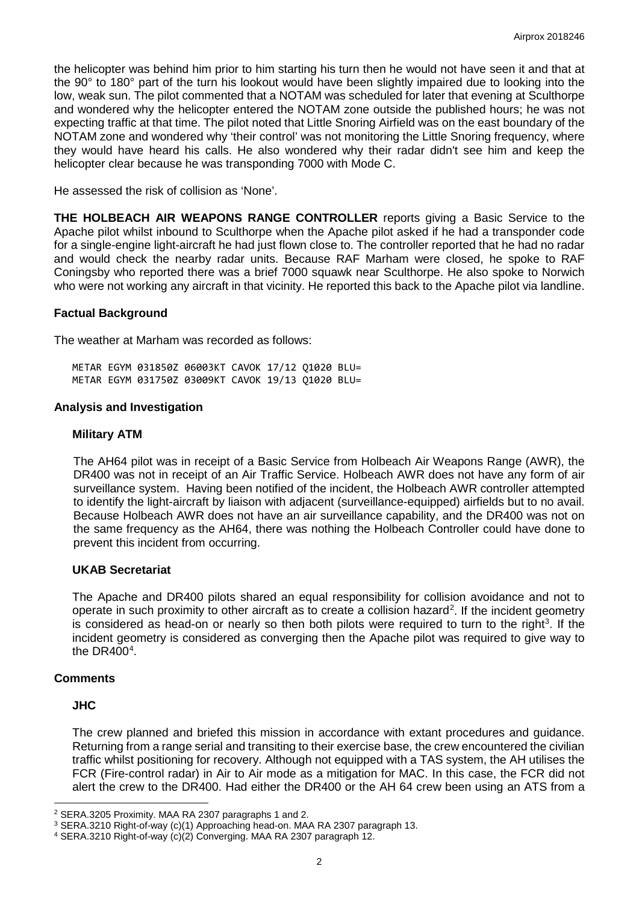the helicopter was behind him prior to him starting his turn then he would not have seen it and that at the 90° to 180° part of the turn his lookout would have been slightly impaired due to looking into the low, weak sun. The pilot commented that a NOTAM was scheduled for later that evening at Sculthorpe and wondered why the helicopter entered the NOTAM zone outside the published hours; he was not expecting traffic at that time. The pilot noted that Little Snoring Airfield was on the east boundary of the NOTAM zone and wondered why 'their control' was not monitoring the Little Snoring frequency, where they would have heard his calls. He also wondered why their radar didn't see him and keep the helicopter clear because he was transponding 7000 with Mode C.

He assessed the risk of collision as 'None'.

**THE HOLBEACH AIR WEAPONS RANGE CONTROLLER** reports giving a Basic Service to the Apache pilot whilst inbound to Sculthorpe when the Apache pilot asked if he had a transponder code for a single-engine light-aircraft he had just flown close to. The controller reported that he had no radar and would check the nearby radar units. Because RAF Marham were closed, he spoke to RAF Coningsby who reported there was a brief 7000 squawk near Sculthorpe. He also spoke to Norwich who were not working any aircraft in that vicinity. He reported this back to the Apache pilot via landline.

### Factual Background

The weather at Marham was recorded as follows:

```
METAR EGYM 031850Z 06003KT CAVOK 17/12 Q1020 BLU=
METAR EGYM 031750Z 03009KT CAVOK 19/13 Q1020 BLU=
```

### Analysis and Investigation

#### Military ATM

The AH64 pilot was in receipt of a Basic Service from Holbeach Air Weapons Range (AWR), the DR400 was not in receipt of an Air Traffic Service. Holbeach AWR does not have any form of air surveillance system. Having been notified of the incident, the Holbeach AWR controller attempted to identify the light-aircraft by liaison with adjacent (surveillance-equipped) airfields but to no avail. Because Holbeach AWR does not have an air surveillance capability, and the DR400 was not on the same frequency as the AH64, there was nothing the Holbeach Controller could have done to prevent this incident from occurring.

#### UKAB Secretariat

The Apache and DR400 pilots shared an equal responsibility for collision avoidance and not to operate in such proximity to other aircraft as to create a collision hazard[2]. If the incident geometry is considered as head-on or nearly so then both pilots were required to turn to the right[3]. If the incident geometry is considered as converging then the Apache pilot was required to give way to the DR400[4].

### Comments

#### JHC

The crew planned and briefed this mission in accordance with extant procedures and guidance. Returning from a range serial and transiting to their exercise base, the crew encountered the civilian traffic whilst positioning for recovery. Although not equipped with a TAS system, the AH utilises the FCR (Fire-control radar) in Air to Air mode as a mitigation for MAC. In this case, the FCR did not alert the crew to the DR400. Had either the DR400 or the AH 64 crew been using an ATS from a

---

[2] SERA.3205 Proximity. MAA RA 2307 paragraphs 1 and 2.

[3] SERA.3210 Right-of-way (c)(1) Approaching head-on. MAA RA 2307 paragraph 13.

[4] SERA.3210 Right-of-way (c)(2) Converging. MAA RA 2307 paragraph 12.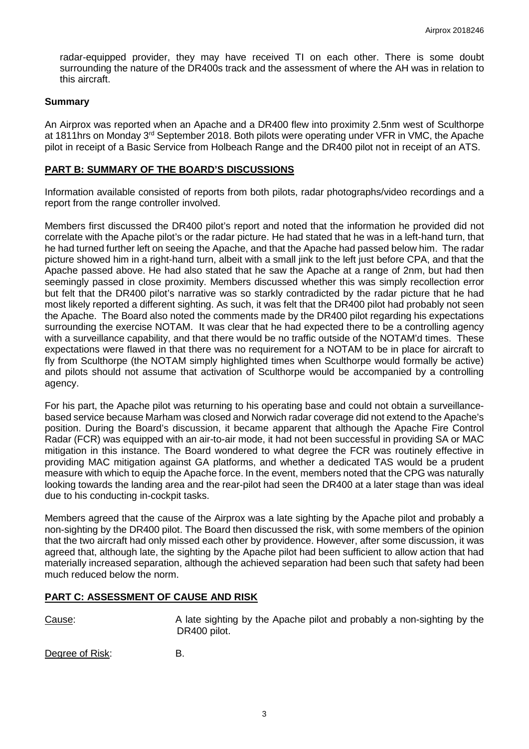radar-equipped provider, they may have received TI on each other. There is some doubt surrounding the nature of the DR400s track and the assessment of where the AH was in relation to this aircraft.

### Summary

An Airprox was reported when an Apache and a DR400 flew into proximity 2.5nm west of Sculthorpe at 1811hrs on Monday 3rd September 2018. Both pilots were operating under VFR in VMC, the Apache pilot in receipt of a Basic Service from Holbeach Range and the DR400 pilot not in receipt of an ATS.

## PART B: SUMMARY OF THE BOARD'S DISCUSSIONS

Information available consisted of reports from both pilots, radar photographs/video recordings and a report from the range controller involved.

Members first discussed the DR400 pilot's report and noted that the information he provided did not correlate with the Apache pilot's or the radar picture. He had stated that he was in a left-hand turn, that he had turned further left on seeing the Apache, and that the Apache had passed below him. The radar picture showed him in a right-hand turn, albeit with a small jink to the left just before CPA, and that the Apache passed above. He had also stated that he saw the Apache at a range of 2nm, but had then seemingly passed in close proximity. Members discussed whether this was simply recollection error but felt that the DR400 pilot's narrative was so starkly contradicted by the radar picture that he had most likely reported a different sighting. As such, it was felt that the DR400 pilot had probably not seen the Apache. The Board also noted the comments made by the DR400 pilot regarding his expectations surrounding the exercise NOTAM. It was clear that he had expected there to be a controlling agency with a surveillance capability, and that there would be no traffic outside of the NOTAM'd times. These expectations were flawed in that there was no requirement for a NOTAM to be in place for aircraft to fly from Sculthorpe (the NOTAM simply highlighted times when Sculthorpe would formally be active) and pilots should not assume that activation of Sculthorpe would be accompanied by a controlling agency.

For his part, the Apache pilot was returning to his operating base and could not obtain a surveillance-based service because Marham was closed and Norwich radar coverage did not extend to the Apache's position. During the Board's discussion, it became apparent that although the Apache Fire Control Radar (FCR) was equipped with an air-to-air mode, it had not been successful in providing SA or MAC mitigation in this instance. The Board wondered to what degree the FCR was routinely effective in providing MAC mitigation against GA platforms, and whether a dedicated TAS would be a prudent measure with which to equip the Apache force. In the event, members noted that the CPG was naturally looking towards the landing area and the rear-pilot had seen the DR400 at a later stage than was ideal due to his conducting in-cockpit tasks.

Members agreed that the cause of the Airprox was a late sighting by the Apache pilot and probably a non-sighting by the DR400 pilot. The Board then discussed the risk, with some members of the opinion that the two aircraft had only missed each other by providence. However, after some discussion, it was agreed that, although late, the sighting by the Apache pilot had been sufficient to allow action that had materially increased separation, although the achieved separation had been such that safety had been much reduced below the norm.

## PART C: ASSESSMENT OF CAUSE AND RISK

Cause: A late sighting by the Apache pilot and probably a non-sighting by the DR400 pilot.

Degree of Risk: B.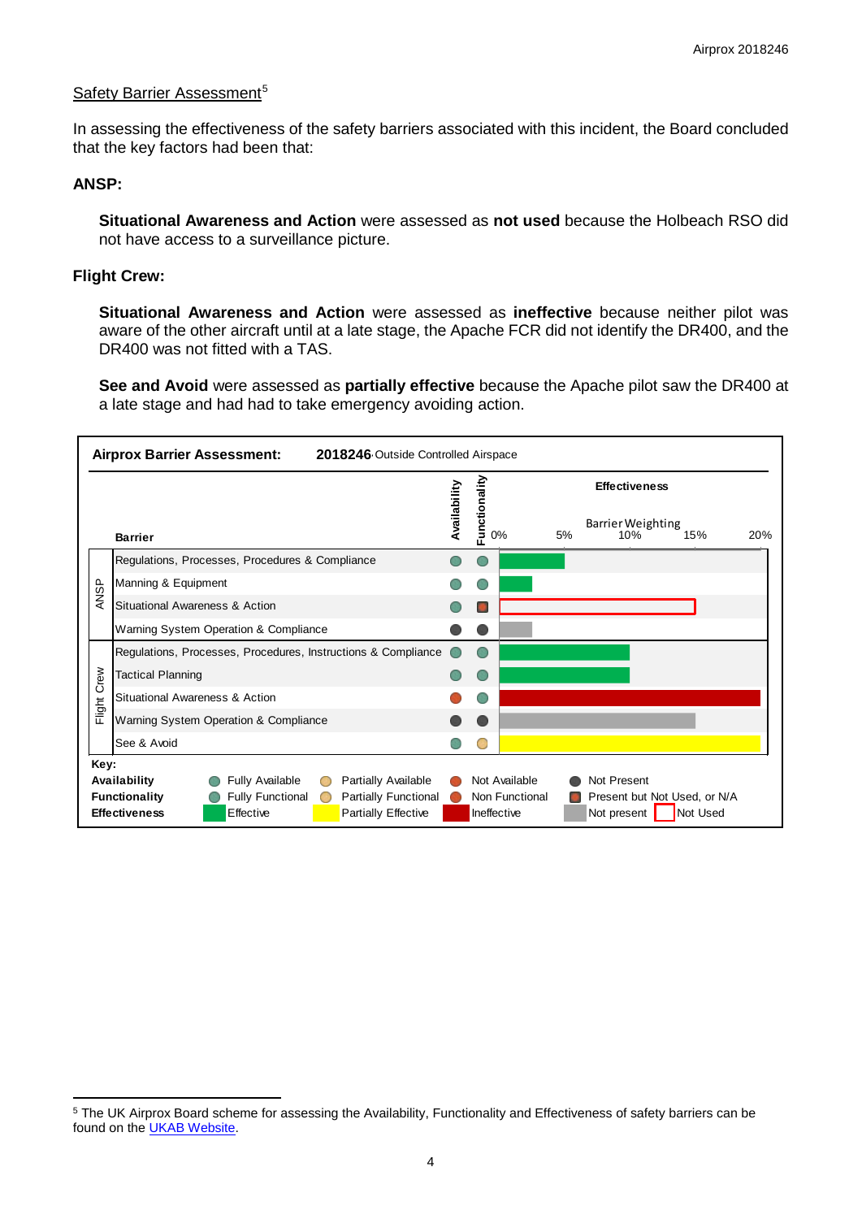Safety Barrier Assessment[5]

In assessing the effectiveness of the safety barriers associated with this incident, the Board concluded that the key factors had been that:

**ANSP:**

**Situational Awareness and Action** were assessed as **not used** because the Holbeach RSO did not have access to a surveillance picture.

**Flight Crew:**

**Situational Awareness and Action** were assessed as **ineffective** because neither pilot was aware of the other aircraft until at a late stage, the Apache FCR did not identify the DR400, and the DR400 was not fitted with a TAS.

**See and Avoid** were assessed as **partially effective** because the Apache pilot saw the DR400 at a late stage and had had to take emergency avoiding action.

**Airprox Barrier Assessment:** **2018246** Outside Controlled Airspace

Barrier
Availability
Functionality
Effectiveness
Barrier Weighting
0% 5% 10% 15% 20%

ANSP
Regulations, Processes, Procedures & Compliance
Manning & Equipment
Situational Awareness & Action
Warning System Operation & Compliance

Flight Crew
Regulations, Processes, Procedures, Instructions & Compliance
Tactical Planning
Situational Awareness & Action
Warning System Operation & Compliance
See & Avoid

**Key:**
**Availability** Fully Available, Partially Available, Not Available, Not Present
**Functionality** Fully Functional, Partially Functional, Non Functional, Present but Not Used, or N/A
**Effectiveness** Effective, Partially Effective, Ineffective, Not present, Not Used

[5] The UK Airprox Board scheme for assessing the Availability, Functionality and Effectiveness of safety barriers can be found on the UKAB Website.